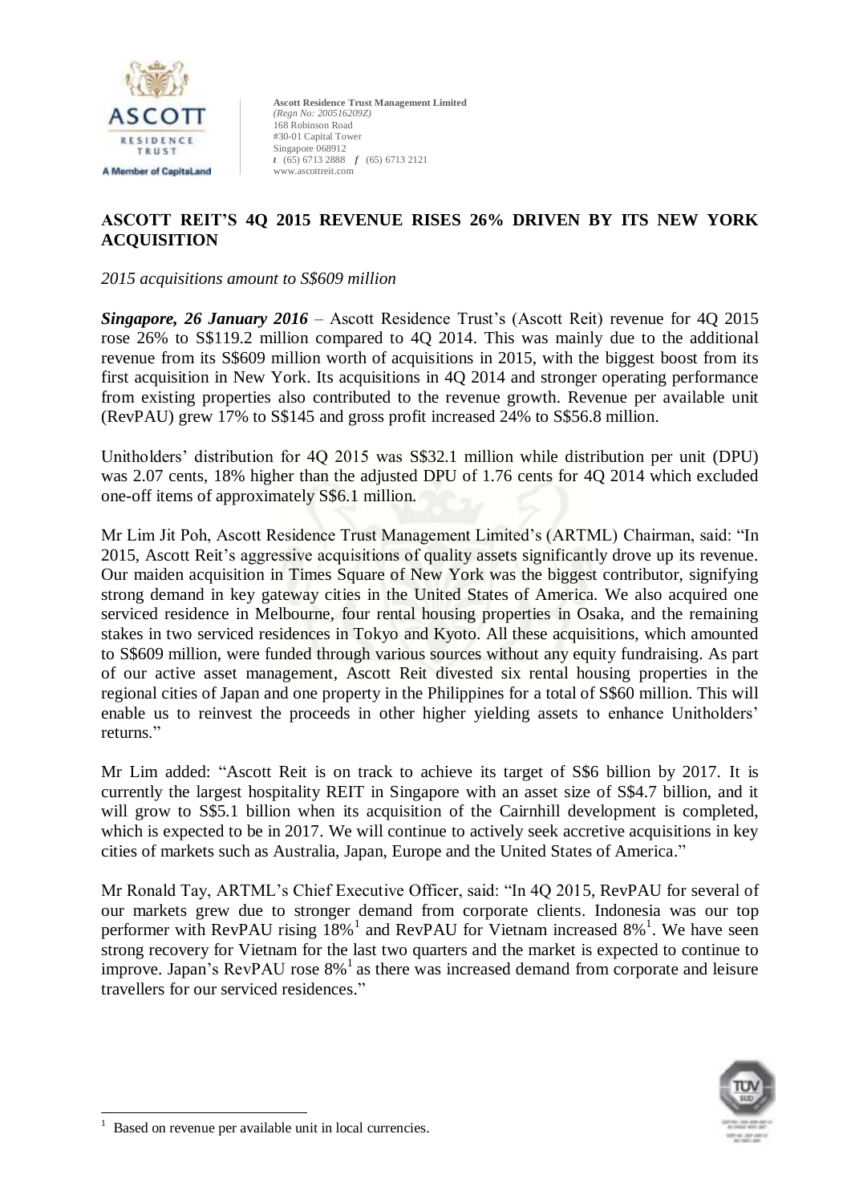**Ascott Residence Trust Management Limited**
*(Regn No: 200516209Z)*
168 Robinson Road
#30-01 Capital Tower
Singapore 068912
*t* (65) 6713 2888 *f* (65) 6713 2121
www.ascottreit.com

## ASCOTT REIT'S 4Q 2015 REVENUE RISES 26% DRIVEN BY ITS NEW YORK ACQUISITION

*2015 acquisitions amount to S$609 million*

***Singapore, 26 January 2016*** – Ascott Residence Trust's (Ascott Reit) revenue for 4Q 2015 rose 26% to S$119.2 million compared to 4Q 2014. This was mainly due to the additional revenue from its S$609 million worth of acquisitions in 2015, with the biggest boost from its first acquisition in New York. Its acquisitions in 4Q 2014 and stronger operating performance from existing properties also contributed to the revenue growth. Revenue per available unit (RevPAU) grew 17% to S$145 and gross profit increased 24% to S$56.8 million.

Unitholders' distribution for 4Q 2015 was S$32.1 million while distribution per unit (DPU) was 2.07 cents, 18% higher than the adjusted DPU of 1.76 cents for 4Q 2014 which excluded one-off items of approximately S$6.1 million.

Mr Lim Jit Poh, Ascott Residence Trust Management Limited's (ARTML) Chairman, said: "In 2015, Ascott Reit's aggressive acquisitions of quality assets significantly drove up its revenue. Our maiden acquisition in Times Square of New York was the biggest contributor, signifying strong demand in key gateway cities in the United States of America. We also acquired one serviced residence in Melbourne, four rental housing properties in Osaka, and the remaining stakes in two serviced residences in Tokyo and Kyoto. All these acquisitions, which amounted to S$609 million, were funded through various sources without any equity fundraising. As part of our active asset management, Ascott Reit divested six rental housing properties in the regional cities of Japan and one property in the Philippines for a total of S$60 million. This will enable us to reinvest the proceeds in other higher yielding assets to enhance Unitholders' returns."

Mr Lim added: "Ascott Reit is on track to achieve its target of S$6 billion by 2017. It is currently the largest hospitality REIT in Singapore with an asset size of S$4.7 billion, and it will grow to S$5.1 billion when its acquisition of the Cairnhill development is completed, which is expected to be in 2017. We will continue to actively seek accretive acquisitions in key cities of markets such as Australia, Japan, Europe and the United States of America."

Mr Ronald Tay, ARTML's Chief Executive Officer, said: "In 4Q 2015, RevPAU for several of our markets grew due to stronger demand from corporate clients. Indonesia was our top performer with RevPAU rising 18%[1] and RevPAU for Vietnam increased 8%[1]. We have seen strong recovery for Vietnam for the last two quarters and the market is expected to continue to improve. Japan's RevPAU rose 8%[1] as there was increased demand from corporate and leisure travellers for our serviced residences."

[1] Based on revenue per available unit in local currencies.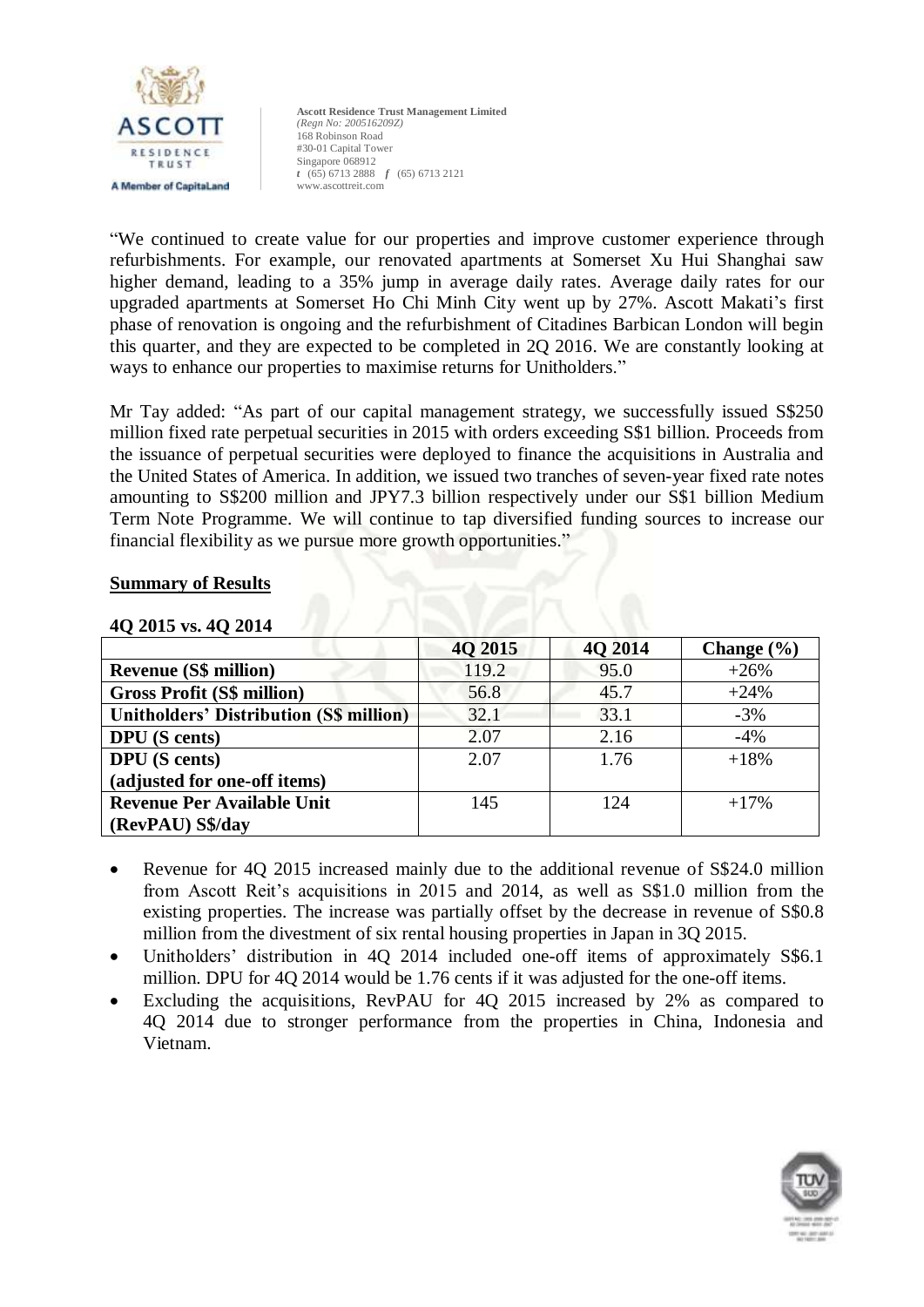"We continued to create value for our properties and improve customer experience through refurbishments. For example, our renovated apartments at Somerset Xu Hui Shanghai saw higher demand, leading to a 35% jump in average daily rates. Average daily rates for our upgraded apartments at Somerset Ho Chi Minh City went up by 27%. Ascott Makati's first phase of renovation is ongoing and the refurbishment of Citadines Barbican London will begin this quarter, and they are expected to be completed in 2Q 2016. We are constantly looking at ways to enhance our properties to maximise returns for Unitholders."

Mr Tay added: "As part of our capital management strategy, we successfully issued S$250 million fixed rate perpetual securities in 2015 with orders exceeding S$1 billion. Proceeds from the issuance of perpetual securities were deployed to finance the acquisitions in Australia and the United States of America. In addition, we issued two tranches of seven-year fixed rate notes amounting to S$200 million and JPY7.3 billion respectively under our S$1 billion Medium Term Note Programme. We will continue to tap diversified funding sources to increase our financial flexibility as we pursue more growth opportunities."

## Summary of Results

**4Q 2015 vs. 4Q 2014**

| | 4Q 2015 | 4Q 2014 | Change (%) |
|---|---|---|---|
| **Revenue (S$ million)** | 119.2 | 95.0 | +26% |
| **Gross Profit (S$ million)** | 56.8 | 45.7 | +24% |
| **Unitholders' Distribution (S$ million)** | 32.1 | 33.1 | -3% |
| **DPU (S cents)** | 2.07 | 2.16 | -4% |
| **DPU (S cents) (adjusted for one-off items)** | 2.07 | 1.76 | +18% |
| **Revenue Per Available Unit (RevPAU) S$/day** | 145 | 124 | +17% |

- Revenue for 4Q 2015 increased mainly due to the additional revenue of S$24.0 million from Ascott Reit's acquisitions in 2015 and 2014, as well as S$1.0 million from the existing properties. The increase was partially offset by the decrease in revenue of S$0.8 million from the divestment of six rental housing properties in Japan in 3Q 2015.
- Unitholders' distribution in 4Q 2014 included one-off items of approximately S$6.1 million. DPU for 4Q 2014 would be 1.76 cents if it was adjusted for the one-off items.
- Excluding the acquisitions, RevPAU for 4Q 2015 increased by 2% as compared to 4Q 2014 due to stronger performance from the properties in China, Indonesia and Vietnam.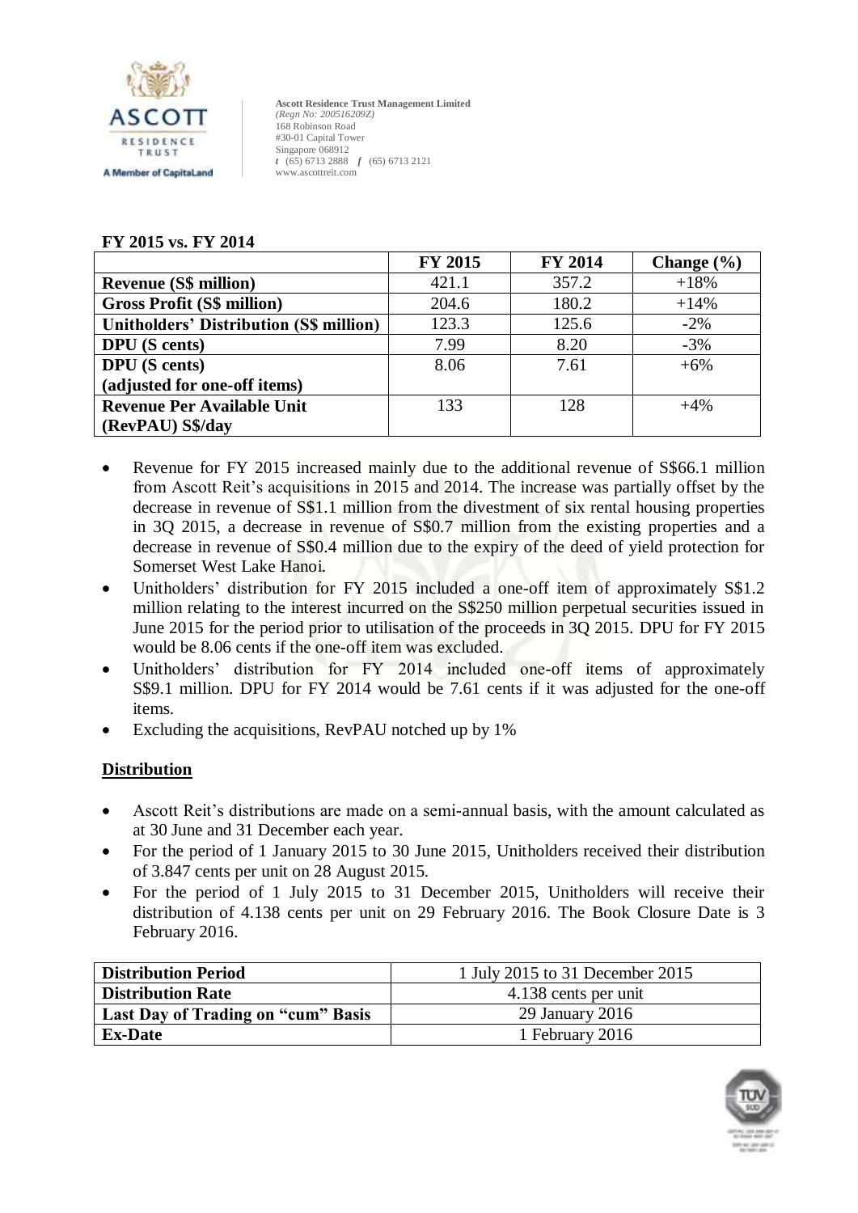**Ascott Residence Trust Management Limited**
*(Regn No: 200516209Z)*
168 Robinson Road
#30-01 Capital Tower
Singapore 068912
*t* (65) 6713 2888 *f* (65) 6713 2121
www.ascottreit.com

**FY 2015 vs. FY 2014**

| | FY 2015 | FY 2014 | Change (%) |
|---|---|---|---|
| **Revenue (S$ million)** | 421.1 | 357.2 | +18% |
| **Gross Profit (S$ million)** | 204.6 | 180.2 | +14% |
| **Unitholders' Distribution (S$ million)** | 123.3 | 125.6 | -2% |
| **DPU (S cents)** | 7.99 | 8.20 | -3% |
| **DPU (S cents) (adjusted for one-off items)** | 8.06 | 7.61 | +6% |
| **Revenue Per Available Unit (RevPAU) S$/day** | 133 | 128 | +4% |

- Revenue for FY 2015 increased mainly due to the additional revenue of S$66.1 million from Ascott Reit's acquisitions in 2015 and 2014. The increase was partially offset by the decrease in revenue of S$1.1 million from the divestment of six rental housing properties in 3Q 2015, a decrease in revenue of S$0.7 million from the existing properties and a decrease in revenue of S$0.4 million due to the expiry of the deed of yield protection for Somerset West Lake Hanoi.
- Unitholders' distribution for FY 2015 included a one-off item of approximately S$1.2 million relating to the interest incurred on the S$250 million perpetual securities issued in June 2015 for the period prior to utilisation of the proceeds in 3Q 2015. DPU for FY 2015 would be 8.06 cents if the one-off item was excluded.
- Unitholders' distribution for FY 2014 included one-off items of approximately S$9.1 million. DPU for FY 2014 would be 7.61 cents if it was adjusted for the one-off items.
- Excluding the acquisitions, RevPAU notched up by 1%

## Distribution

- Ascott Reit's distributions are made on a semi-annual basis, with the amount calculated as at 30 June and 31 December each year.
- For the period of 1 January 2015 to 30 June 2015, Unitholders received their distribution of 3.847 cents per unit on 28 August 2015.
- For the period of 1 July 2015 to 31 December 2015, Unitholders will receive their distribution of 4.138 cents per unit on 29 February 2016. The Book Closure Date is 3 February 2016.

| **Distribution Period** | 1 July 2015 to 31 December 2015 |
|---|---|
| **Distribution Rate** | 4.138 cents per unit |
| **Last Day of Trading on "cum" Basis** | 29 January 2016 |
| **Ex-Date** | 1 February 2016 |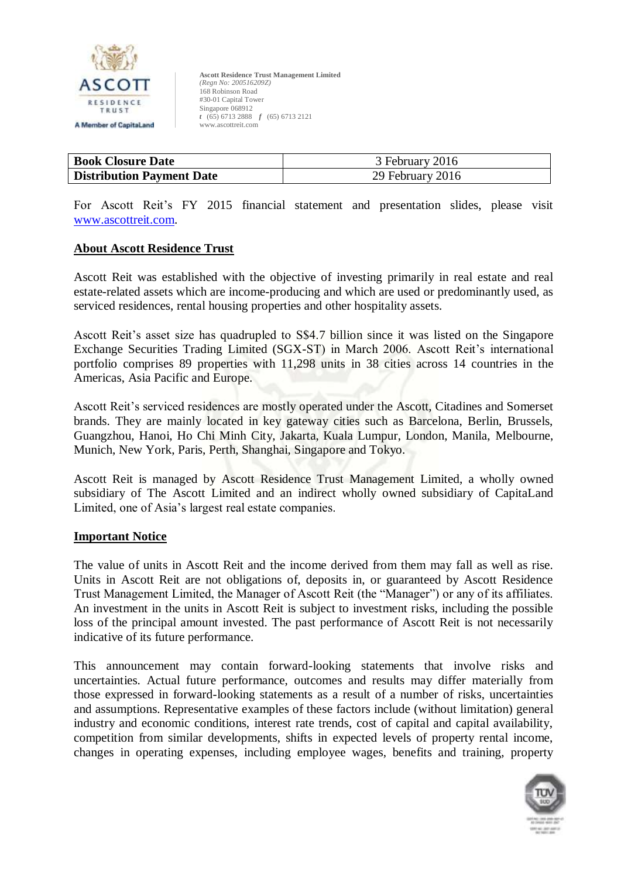| Book Closure Date | 3 February 2016 |
| --- | --- |
| Distribution Payment Date | 29 February 2016 |

For Ascott Reit's FY 2015 financial statement and presentation slides, please visit www.ascottreit.com.

## About Ascott Residence Trust

Ascott Reit was established with the objective of investing primarily in real estate and real estate-related assets which are income-producing and which are used or predominantly used, as serviced residences, rental housing properties and other hospitality assets.

Ascott Reit's asset size has quadrupled to S$4.7 billion since it was listed on the Singapore Exchange Securities Trading Limited (SGX-ST) in March 2006. Ascott Reit's international portfolio comprises 89 properties with 11,298 units in 38 cities across 14 countries in the Americas, Asia Pacific and Europe.

Ascott Reit's serviced residences are mostly operated under the Ascott, Citadines and Somerset brands. They are mainly located in key gateway cities such as Barcelona, Berlin, Brussels, Guangzhou, Hanoi, Ho Chi Minh City, Jakarta, Kuala Lumpur, London, Manila, Melbourne, Munich, New York, Paris, Perth, Shanghai, Singapore and Tokyo.

Ascott Reit is managed by Ascott Residence Trust Management Limited, a wholly owned subsidiary of The Ascott Limited and an indirect wholly owned subsidiary of CapitaLand Limited, one of Asia's largest real estate companies.

## Important Notice

The value of units in Ascott Reit and the income derived from them may fall as well as rise. Units in Ascott Reit are not obligations of, deposits in, or guaranteed by Ascott Residence Trust Management Limited, the Manager of Ascott Reit (the "Manager") or any of its affiliates. An investment in the units in Ascott Reit is subject to investment risks, including the possible loss of the principal amount invested. The past performance of Ascott Reit is not necessarily indicative of its future performance.

This announcement may contain forward-looking statements that involve risks and uncertainties. Actual future performance, outcomes and results may differ materially from those expressed in forward-looking statements as a result of a number of risks, uncertainties and assumptions. Representative examples of these factors include (without limitation) general industry and economic conditions, interest rate trends, cost of capital and capital availability, competition from similar developments, shifts in expected levels of property rental income, changes in operating expenses, including employee wages, benefits and training, property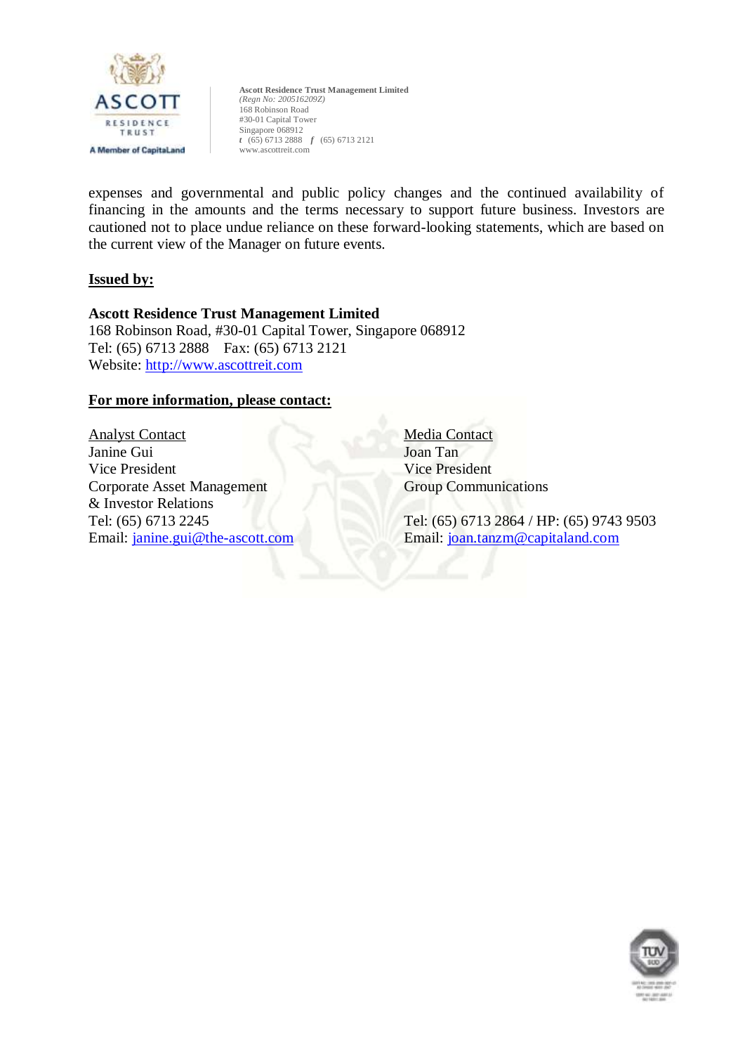expenses and governmental and public policy changes and the continued availability of financing in the amounts and the terms necessary to support future business. Investors are cautioned not to place undue reliance on these forward-looking statements, which are based on the current view of the Manager on future events.

**Issued by:**

**Ascott Residence Trust Management Limited**
168 Robinson Road, #30-01 Capital Tower, Singapore 068912
Tel: (65) 6713 2888 Fax: (65) 6713 2121
Website: http://www.ascottreit.com

**For more information, please contact:**

Analyst Contact
Janine Gui
Vice President
Corporate Asset Management
& Investor Relations
Tel: (65) 6713 2245
Email: janine.gui@the-ascott.com

Media Contact
Joan Tan
Vice President
Group Communications

Tel: (65) 6713 2864 / HP: (65) 9743 9503
Email: joan.tanzm@capitaland.com